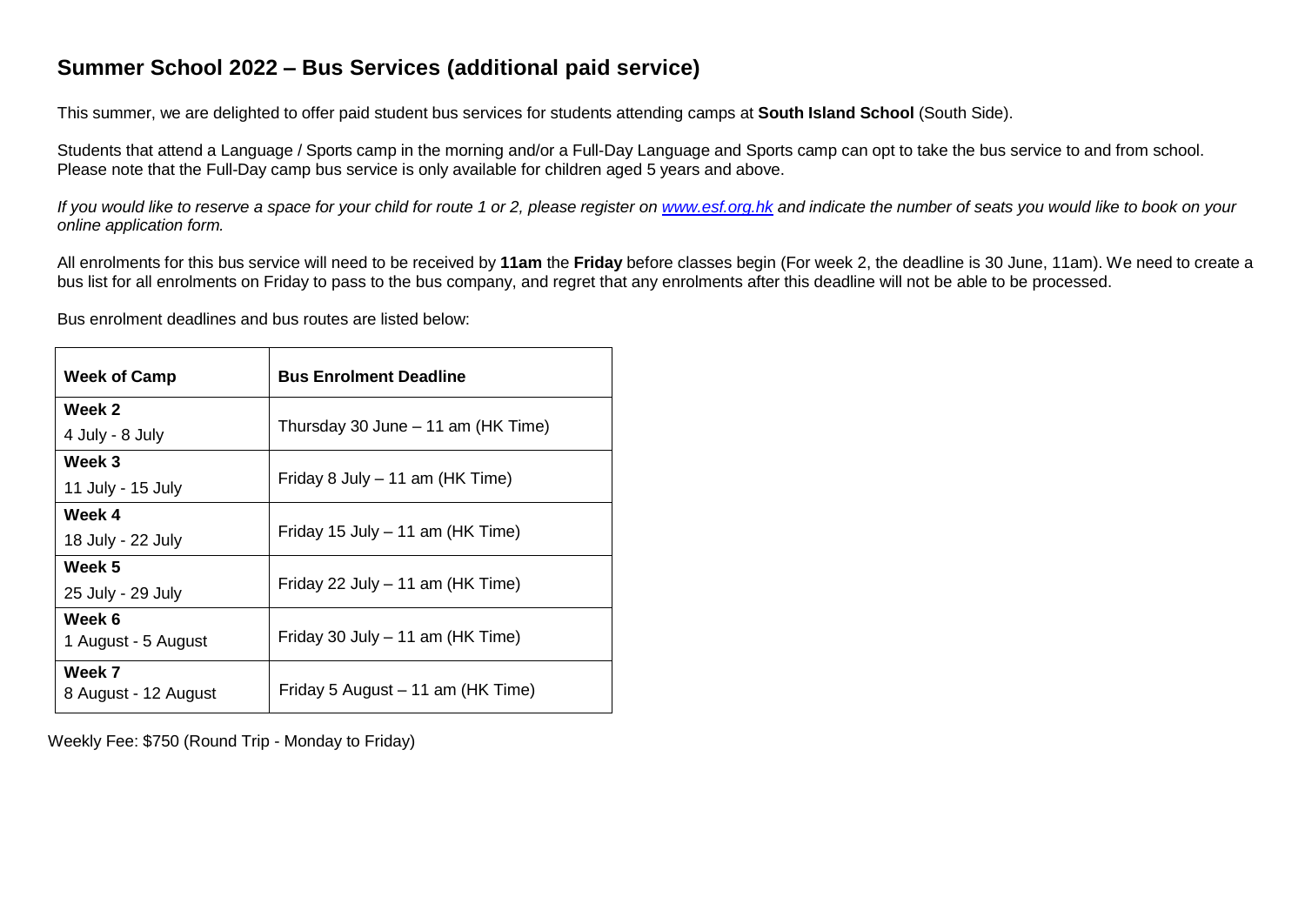# Summer School 2022 – Bus Services (additional paid service)

This summer, we are delighted to offer paid student bus services for students attending camps at **South Island School** (South Side).

Students that attend a Language / Sports camp in the morning and/or a Full-Day Language and Sports camp can opt to take the bus service to and from school. Please note that the Full-Day camp bus service is only available for children aged 5 years and above.

*If you would like to reserve a space for your child for route 1 or 2, please register on [www.esf.org.hk](www.esf.org.hk) and indicate the number of seats you would like to book on your online application form.*

All enrolments for this bus service will need to be received by **11am** the **Friday** before classes begin (For week 2, the deadline is 30 June, 11am). We need to create a bus list for all enrolments on Friday to pass to the bus company, and regret that any enrolments after this deadline will not be able to be processed.

Bus enrolment deadlines and bus routes are listed below:

| Week of Camp | Bus Enrolment Deadline |
|---|---|
| **Week 2**<br>4 July - 8 July | Thursday 30 June – 11 am (HK Time) |
| **Week 3**<br>11 July - 15 July | Friday 8 July – 11 am (HK Time) |
| **Week 4**<br>18 July - 22 July | Friday 15 July – 11 am (HK Time) |
| **Week 5**<br>25 July - 29 July | Friday 22 July – 11 am (HK Time) |
| **Week 6**<br>1 August - 5 August | Friday 30 July – 11 am (HK Time) |
| **Week 7**<br>8 August - 12 August | Friday 5 August – 11 am (HK Time) |

Weekly Fee: $750 (Round Trip - Monday to Friday)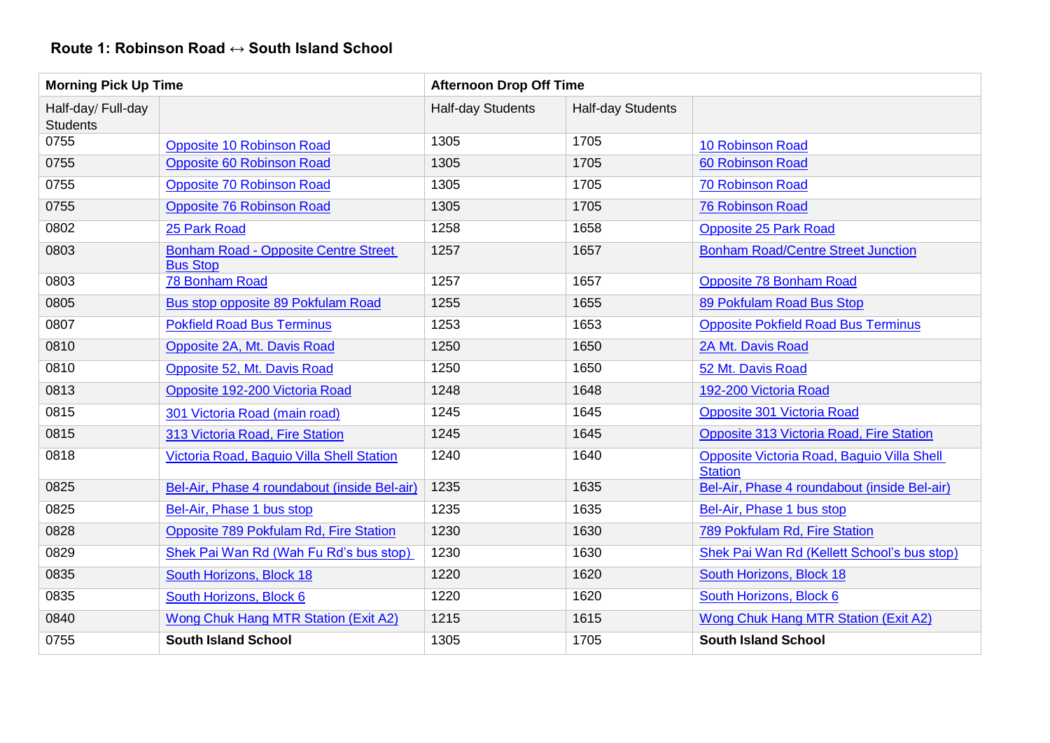## Route 1: Robinson Road ↔ South Island School

| Morning Pick Up Time | | Afternoon Drop Off Time | | |
|---|---|---|---|---|
| Half-day/ Full-day Students | | Half-day Students | Half-day Students | |
| 0755 | Opposite 10 Robinson Road | 1305 | 1705 | 10 Robinson Road |
| 0755 | Opposite 60 Robinson Road | 1305 | 1705 | 60 Robinson Road |
| 0755 | Opposite 70 Robinson Road | 1305 | 1705 | 70 Robinson Road |
| 0755 | Opposite 76 Robinson Road | 1305 | 1705 | 76 Robinson Road |
| 0802 | 25 Park Road | 1258 | 1658 | Opposite 25 Park Road |
| 0803 | Bonham Road - Opposite Centre Street Bus Stop | 1257 | 1657 | Bonham Road/Centre Street Junction |
| 0803 | 78 Bonham Road | 1257 | 1657 | Opposite 78 Bonham Road |
| 0805 | Bus stop opposite 89 Pokfulam Road | 1255 | 1655 | 89 Pokfulam Road Bus Stop |
| 0807 | Pokfield Road Bus Terminus | 1253 | 1653 | Opposite Pokfield Road Bus Terminus |
| 0810 | Opposite 2A, Mt. Davis Road | 1250 | 1650 | 2A Mt. Davis Road |
| 0810 | Opposite 52, Mt. Davis Road | 1250 | 1650 | 52 Mt. Davis Road |
| 0813 | Opposite 192-200 Victoria Road | 1248 | 1648 | 192-200 Victoria Road |
| 0815 | 301 Victoria Road (main road) | 1245 | 1645 | Opposite 301 Victoria Road |
| 0815 | 313 Victoria Road, Fire Station | 1245 | 1645 | Opposite 313 Victoria Road, Fire Station |
| 0818 | Victoria Road, Baguio Villa Shell Station | 1240 | 1640 | Opposite Victoria Road, Baguio Villa Shell Station |
| 0825 | Bel-Air, Phase 4 roundabout (inside Bel-air) | 1235 | 1635 | Bel-Air, Phase 4 roundabout (inside Bel-air) |
| 0825 | Bel-Air, Phase 1 bus stop | 1235 | 1635 | Bel-Air, Phase 1 bus stop |
| 0828 | Opposite 789 Pokfulam Rd, Fire Station | 1230 | 1630 | 789 Pokfulam Rd, Fire Station |
| 0829 | Shek Pai Wan Rd (Wah Fu Rd's bus stop) | 1230 | 1630 | Shek Pai Wan Rd (Kellett School's bus stop) |
| 0835 | South Horizons, Block 18 | 1220 | 1620 | South Horizons, Block 18 |
| 0835 | South Horizons, Block 6 | 1220 | 1620 | South Horizons, Block 6 |
| 0840 | Wong Chuk Hang MTR Station (Exit A2) | 1215 | 1615 | Wong Chuk Hang MTR Station (Exit A2) |
| 0755 | **South Island School** | 1305 | 1705 | **South Island School** |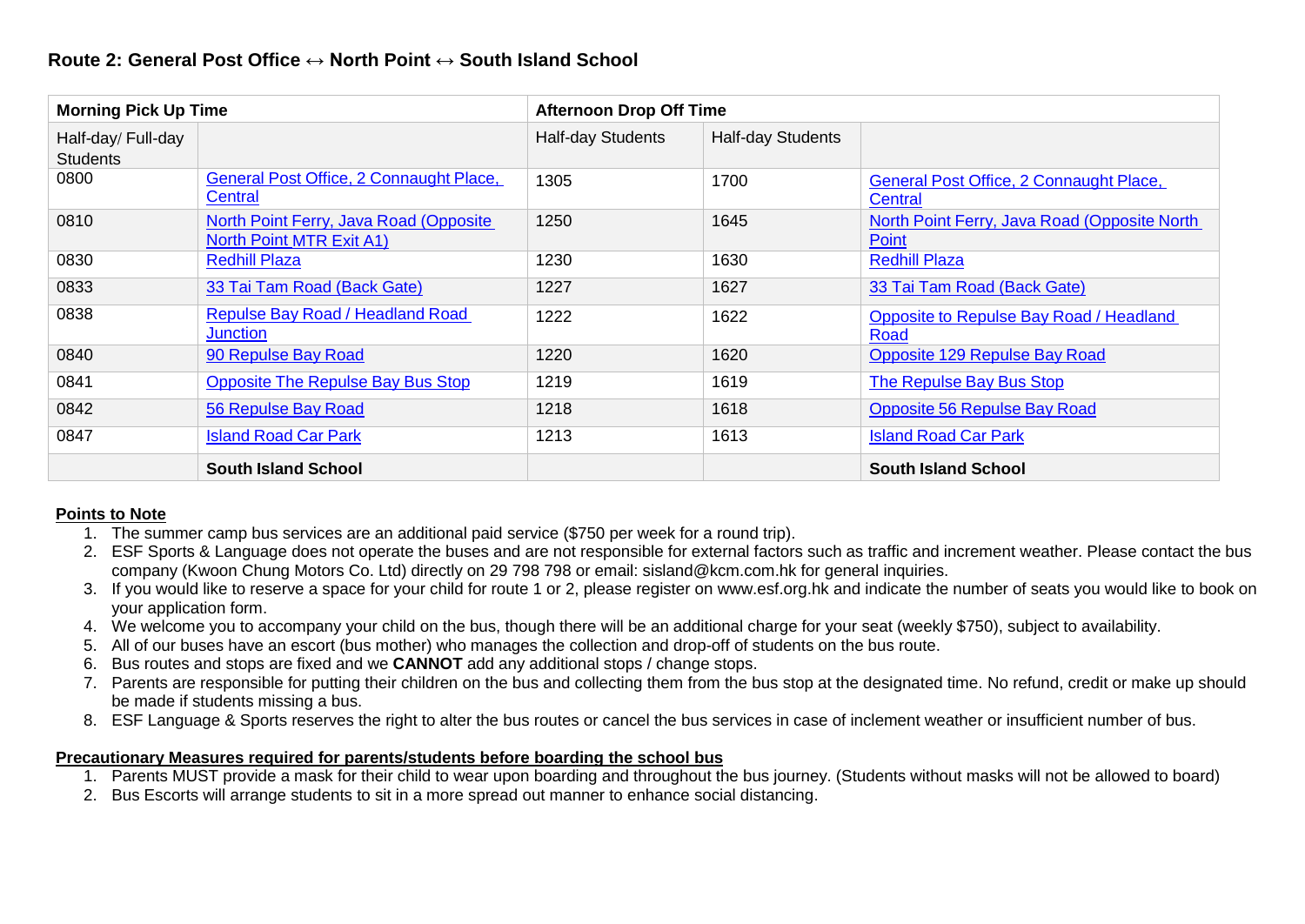## Route 2: General Post Office ↔ North Point ↔ South Island School

| Morning Pick Up Time | | Afternoon Drop Off Time | | |
|---|---|---|---|---|
| Half-day/ Full-day Students | | Half-day Students | Half-day Students | |
| 0800 | General Post Office, 2 Connaught Place, Central | 1305 | 1700 | General Post Office, 2 Connaught Place, Central |
| 0810 | North Point Ferry, Java Road (Opposite North Point MTR Exit A1) | 1250 | 1645 | North Point Ferry, Java Road (Opposite North Point |
| 0830 | Redhill Plaza | 1230 | 1630 | Redhill Plaza |
| 0833 | 33 Tai Tam Road (Back Gate) | 1227 | 1627 | 33 Tai Tam Road (Back Gate) |
| 0838 | Repulse Bay Road / Headland Road Junction | 1222 | 1622 | Opposite to Repulse Bay Road / Headland Road |
| 0840 | 90 Repulse Bay Road | 1220 | 1620 | Opposite 129 Repulse Bay Road |
| 0841 | Opposite The Repulse Bay Bus Stop | 1219 | 1619 | The Repulse Bay Bus Stop |
| 0842 | 56 Repulse Bay Road | 1218 | 1618 | Opposite 56 Repulse Bay Road |
| 0847 | Island Road Car Park | 1213 | 1613 | Island Road Car Park |
| | **South Island School** | | | **South Island School** |

**Points to Note**

1. The summer camp bus services are an additional paid service ($750 per week for a round trip).
2. ESF Sports & Language does not operate the buses and are not responsible for external factors such as traffic and increment weather. Please contact the bus company (Kwoon Chung Motors Co. Ltd) directly on 29 798 798 or email: sisland@kcm.com.hk for general inquiries.
3. If you would like to reserve a space for your child for route 1 or 2, please register on www.esf.org.hk and indicate the number of seats you would like to book on your application form.
4. We welcome you to accompany your child on the bus, though there will be an additional charge for your seat (weekly $750), subject to availability.
5. All of our buses have an escort (bus mother) who manages the collection and drop-off of students on the bus route.
6. Bus routes and stops are fixed and we **CANNOT** add any additional stops / change stops.
7. Parents are responsible for putting their children on the bus and collecting them from the bus stop at the designated time. No refund, credit or make up should be made if students missing a bus.
8. ESF Language & Sports reserves the right to alter the bus routes or cancel the bus services in case of inclement weather or insufficient number of bus.

**Precautionary Measures required for parents/students before boarding the school bus**

1. Parents MUST provide a mask for their child to wear upon boarding and throughout the bus journey. (Students without masks will not be allowed to board)
2. Bus Escorts will arrange students to sit in a more spread out manner to enhance social distancing.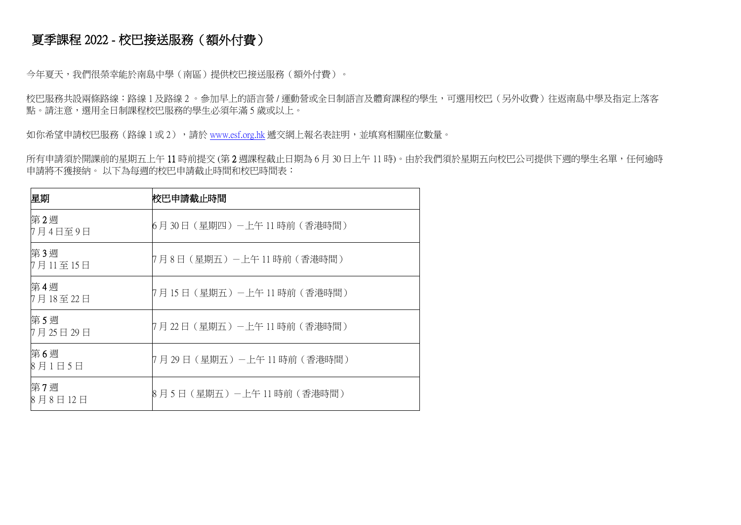# 夏季課程 2022 - 校巴接送服務（額外付費）

今年夏天，我們很榮幸能於南島中學（南區）提供校巴接送服務（額外付費）。

校巴服務共設兩條路線：路線 1 及路線 2 。參加早上的語言營 / 運動營或全日制語言及體育課程的學生，可選用校巴（另外收費）往返南島中學及指定上落客點。請注意，選用全日制課程校巴服務的學生必須年滿 5 歲或以上。

如你希望申請校巴服務（路線 1 或 2），請於 www.esf.org.hk 遞交網上報名表註明，並填寫相關座位數量。

所有申請須於開課前的星期五上午 11 時前提交 (第 2 週課程截止日期為 6 月 30 日上午 11 時)。由於我們須於星期五向校巴公司提供下週的學生名單，任何逾時申請將不獲接納。 以下為每週的校巴申請截止時間和校巴時間表：

| 星期 | 校巴申請截止時間 |
|---|---|
| 第 2 週<br>7 月 4 日至 9 日 | 6 月 30 日（星期四）－上午 11 時前（香港時間） |
| 第 3 週<br>7 月 11 至 15 日 | 7 月 8 日（星期五）－上午 11 時前（香港時間） |
| 第 4 週<br>7 月 18 至 22 日 | 7 月 15 日（星期五）－上午 11 時前（香港時間） |
| 第 5 週<br>7 月 25 日 29 日 | 7 月 22 日（星期五）－上午 11 時前（香港時間） |
| 第 6 週<br>8 月 1 日 5 日 | 7 月 29 日（星期五）－上午 11 時前（香港時間） |
| 第 7 週<br>8 月 8 日 12 日 | 8 月 5 日（星期五）－上午 11 時前（香港時間） |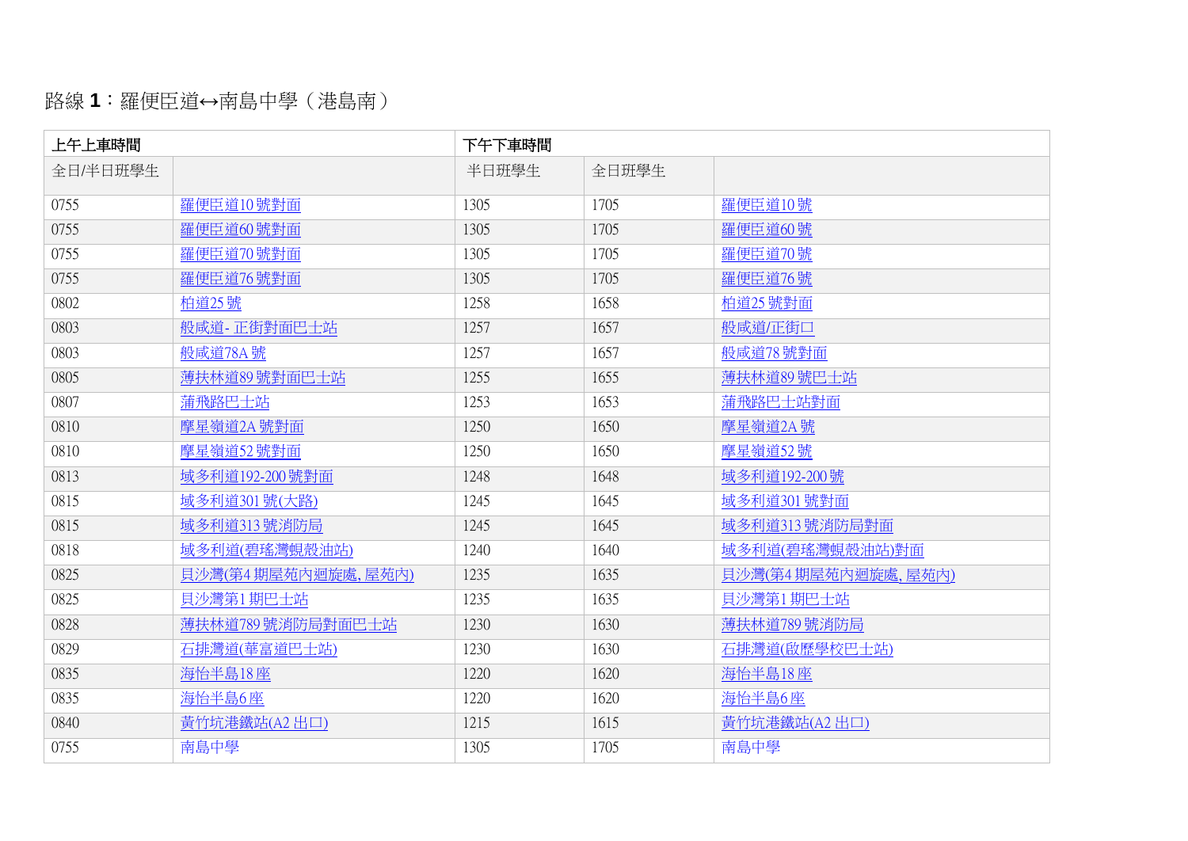路線 **1**：羅便臣道↔南島中學（港島南）

| 上午上車時間 | | 下午下車時間 | | |
|---|---|---|---|---|
| 全日/半日班學生 | | 半日班學生 | 全日班學生 | |
| 0755 | 羅便臣道10號對面 | 1305 | 1705 | 羅便臣道10號 |
| 0755 | 羅便臣道60號對面 | 1305 | 1705 | 羅便臣道60號 |
| 0755 | 羅便臣道70號對面 | 1305 | 1705 | 羅便臣道70號 |
| 0755 | 羅便臣道76號對面 | 1305 | 1705 | 羅便臣道76號 |
| 0802 | 柏道25號 | 1258 | 1658 | 柏道25號對面 |
| 0803 | 般咸道- 正街對面巴士站 | 1257 | 1657 | 般咸道/正街口 |
| 0803 | 般咸道78A號 | 1257 | 1657 | 般咸道78號對面 |
| 0805 | 薄扶林道89號對面巴士站 | 1255 | 1655 | 薄扶林道89號巴士站 |
| 0807 | 蒲飛路巴士站 | 1253 | 1653 | 蒲飛路巴士站對面 |
| 0810 | 摩星嶺道2A號對面 | 1250 | 1650 | 摩星嶺道2A號 |
| 0810 | 摩星嶺道52號對面 | 1250 | 1650 | 摩星嶺道52號 |
| 0813 | 域多利道192-200號對面 | 1248 | 1648 | 域多利道192-200號 |
| 0815 | 域多利道301號(大路) | 1245 | 1645 | 域多利道301號對面 |
| 0815 | 域多利道313號消防局 | 1245 | 1645 | 域多利道313號消防局對面 |
| 0818 | 域多利道(碧瑤灣蜆殼油站) | 1240 | 1640 | 域多利道(碧瑤灣蜆殼油站)對面 |
| 0825 | 貝沙灣(第4期屋苑內迴旋處, 屋苑內) | 1235 | 1635 | 貝沙灣(第4期屋苑內迴旋處, 屋苑內) |
| 0825 | 貝沙灣第1期巴士站 | 1235 | 1635 | 貝沙灣第1期巴士站 |
| 0828 | 薄扶林道789號消防局對面巴士站 | 1230 | 1630 | 薄扶林道789號消防局 |
| 0829 | 石排灣道(華富道巴士站) | 1230 | 1630 | 石排灣道(啟歷學校巴士站) |
| 0835 | 海怡半島18座 | 1220 | 1620 | 海怡半島18座 |
| 0835 | 海怡半島6座 | 1220 | 1620 | 海怡半島6座 |
| 0840 | 黃竹坑港鐵站(A2出口) | 1215 | 1615 | 黃竹坑港鐵站(A2出口) |
| 0755 | 南島中學 | 1305 | 1705 | 南島中學 |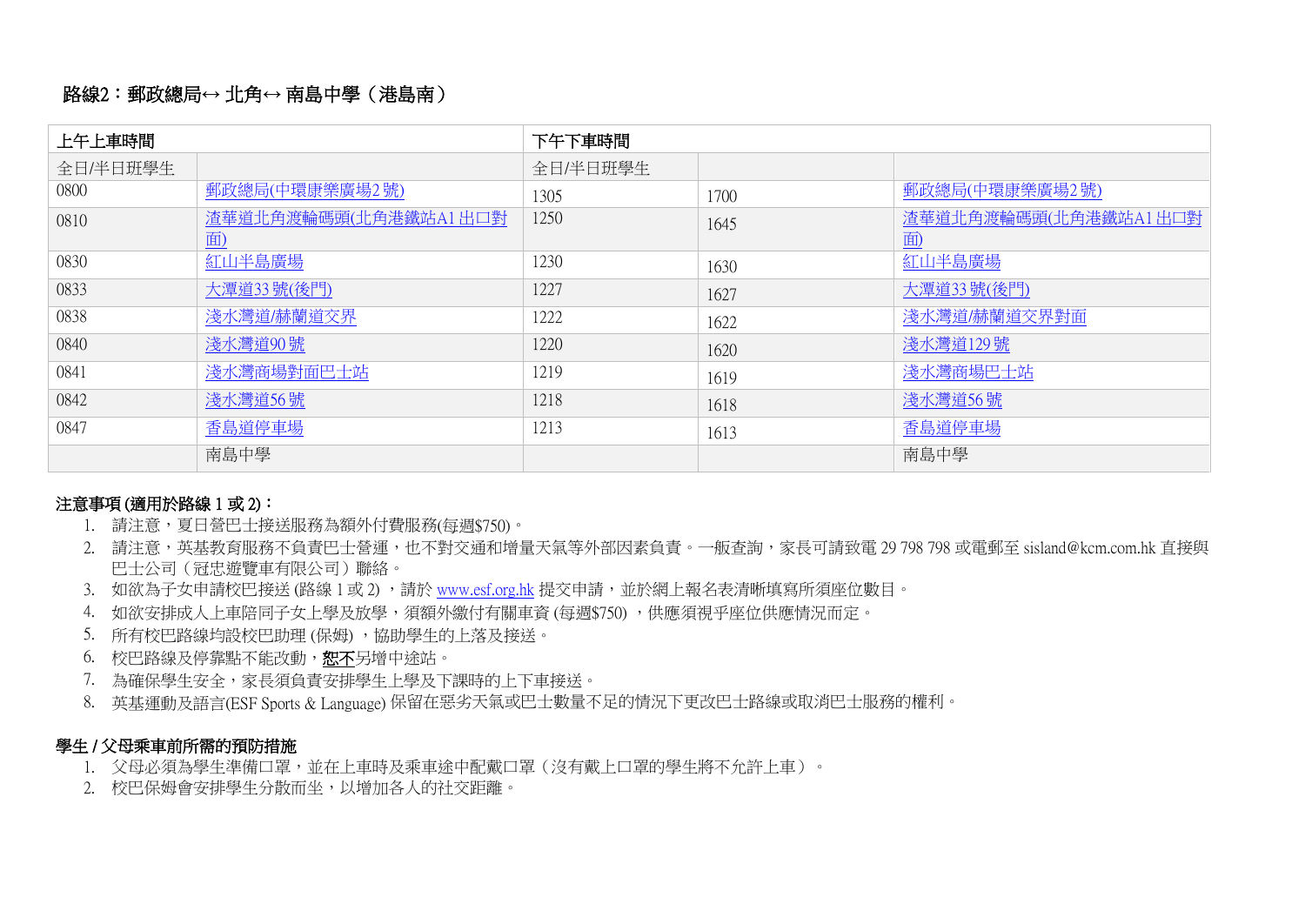## 路線2：郵政總局↔ 北角↔ 南島中學（港島南）

| 上午上車時間 | | 下午下車時間 | | |
|---|---|---|---|---|
| 全日/半日班學生 | | 全日/半日班學生 | | |
| 0800 | 郵政總局(中環康樂廣場2 號) | 1305 | 1700 | 郵政總局(中環康樂廣場2 號) |
| 0810 | 渣華道北角渡輪碼頭(北角港鐵站A1 出口對面) | 1250 | 1645 | 渣華道北角渡輪碼頭(北角港鐵站A1 出口對面) |
| 0830 | 紅山半島廣場 | 1230 | 1630 | 紅山半島廣場 |
| 0833 | 大潭道33 號(後門) | 1227 | 1627 | 大潭道33 號(後門) |
| 0838 | 淺水灣道/赫蘭道交界 | 1222 | 1622 | 淺水灣道/赫蘭道交界對面 |
| 0840 | 淺水灣道90 號 | 1220 | 1620 | 淺水灣道129 號 |
| 0841 | 淺水灣商場對面巴士站 | 1219 | 1619 | 淺水灣商場巴士站 |
| 0842 | 淺水灣道56 號 | 1218 | 1618 | 淺水灣道56 號 |
| 0847 | 香島道停車場 | 1213 | 1613 | 香島道停車場 |
| | 南島中學 | | | 南島中學 |

**注意事項 (適用於路線 1 或 2)：**

1. 請注意，夏日營巴士接送服務為額外付費服務(每週$750)。
2. 請注意，英基教育服務不負責巴士營運，也不對交通和增量天氣等外部因素負責。一般查詢，家長可請致電 29 798 798 或電郵至 sisland@kcm.com.hk 直接與巴士公司（冠忠遊覽車有限公司）聯絡。
3. 如欲為子女申請校巴接送 (路線 1 或 2) ，請於 www.esf.org.hk 提交申請，並於網上報名表清晰填寫所須座位數目。
4. 如欲安排成人上車陪同子女上學及放學，須額外繳付有關車資 (每週$750) ，供應須視乎座位供應情況而定。
5. 所有校巴路線均設校巴助理 (保姆) ，協助學生的上落及接送。
6. 校巴路線及停靠點不能改動，恕不另增中途站。
7. 為確保學生安全，家長須負責安排學生上學及下課時的上下車接送。
8. 英基運動及語言(ESF Sports & Language) 保留在惡劣天氣或巴士數量不足的情況下更改巴士路線或取消巴士服務的權利。

**學生 / 父母乘車前所需的預防措施**

1. 父母必須為學生準備口罩，並在上車時及乘車途中配戴口罩（沒有戴上口罩的學生將不允許上車）。
2. 校巴保姆會安排學生分散而坐，以增加各人的社交距離。